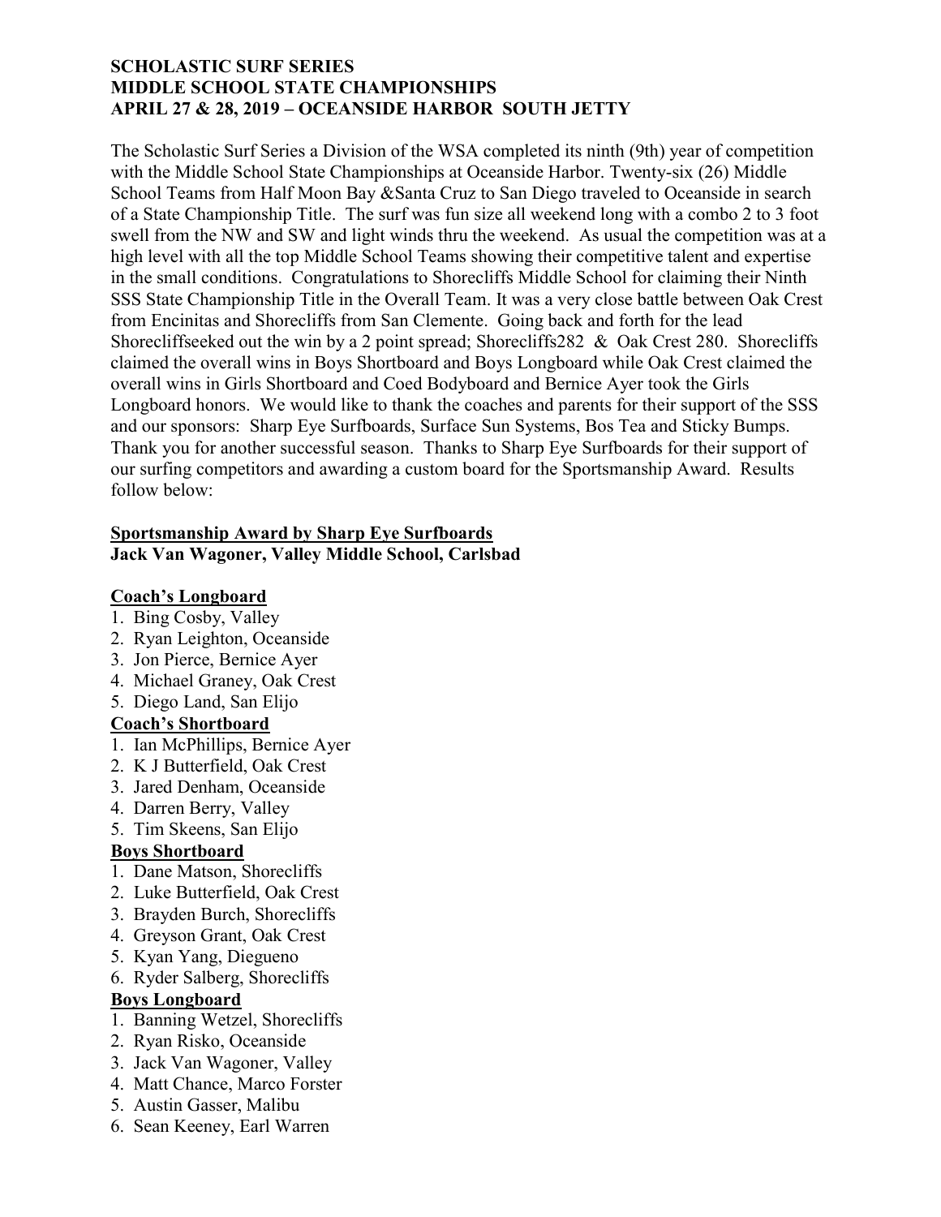**SCHOLASTIC SURF SERIES**
**MIDDLE SCHOOL STATE CHAMPIONSHIPS**
**APRIL 27 & 28, 2019 – OCEANSIDE HARBOR SOUTH JETTY**

The Scholastic Surf Series a Division of the WSA completed its ninth (9th) year of competition with the Middle School State Championships at Oceanside Harbor. Twenty-six (26) Middle School Teams from Half Moon Bay &Santa Cruz to San Diego traveled to Oceanside in search of a State Championship Title. The surf was fun size all weekend long with a combo 2 to 3 foot swell from the NW and SW and light winds thru the weekend. As usual the competition was at a high level with all the top Middle School Teams showing their competitive talent and expertise in the small conditions. Congratulations to Shorecliffs Middle School for claiming their Ninth SSS State Championship Title in the Overall Team. It was a very close battle between Oak Crest from Encinitas and Shorecliffs from San Clemente. Going back and forth for the lead Shorecliffseeked out the win by a 2 point spread; Shorecliffs282 & Oak Crest 280. Shorecliffs claimed the overall wins in Boys Shortboard and Boys Longboard while Oak Crest claimed the overall wins in Girls Shortboard and Coed Bodyboard and Bernice Ayer took the Girls Longboard honors. We would like to thank the coaches and parents for their support of the SSS and our sponsors: Sharp Eye Surfboards, Surface Sun Systems, Bos Tea and Sticky Bumps. Thank you for another successful season. Thanks to Sharp Eye Surfboards for their support of our surfing competitors and awarding a custom board for the Sportsmanship Award. Results follow below:

**Sportsmanship Award by Sharp Eye Surfboards**
**Jack Van Wagoner, Valley Middle School, Carlsbad**

**Coach's Longboard**
1. Bing Cosby, Valley
2. Ryan Leighton, Oceanside
3. Jon Pierce, Bernice Ayer
4. Michael Graney, Oak Crest
5. Diego Land, San Elijo

**Coach's Shortboard**
1. Ian McPhillips, Bernice Ayer
2. K J Butterfield, Oak Crest
3. Jared Denham, Oceanside
4. Darren Berry, Valley
5. Tim Skeens, San Elijo

**Boys Shortboard**
1. Dane Matson, Shorecliffs
2. Luke Butterfield, Oak Crest
3. Brayden Burch, Shorecliffs
4. Greyson Grant, Oak Crest
5. Kyan Yang, Diegueno
6. Ryder Salberg, Shorecliffs

**Boys Longboard**
1. Banning Wetzel, Shorecliffs
2. Ryan Risko, Oceanside
3. Jack Van Wagoner, Valley
4. Matt Chance, Marco Forster
5. Austin Gasser, Malibu
6. Sean Keeney, Earl Warren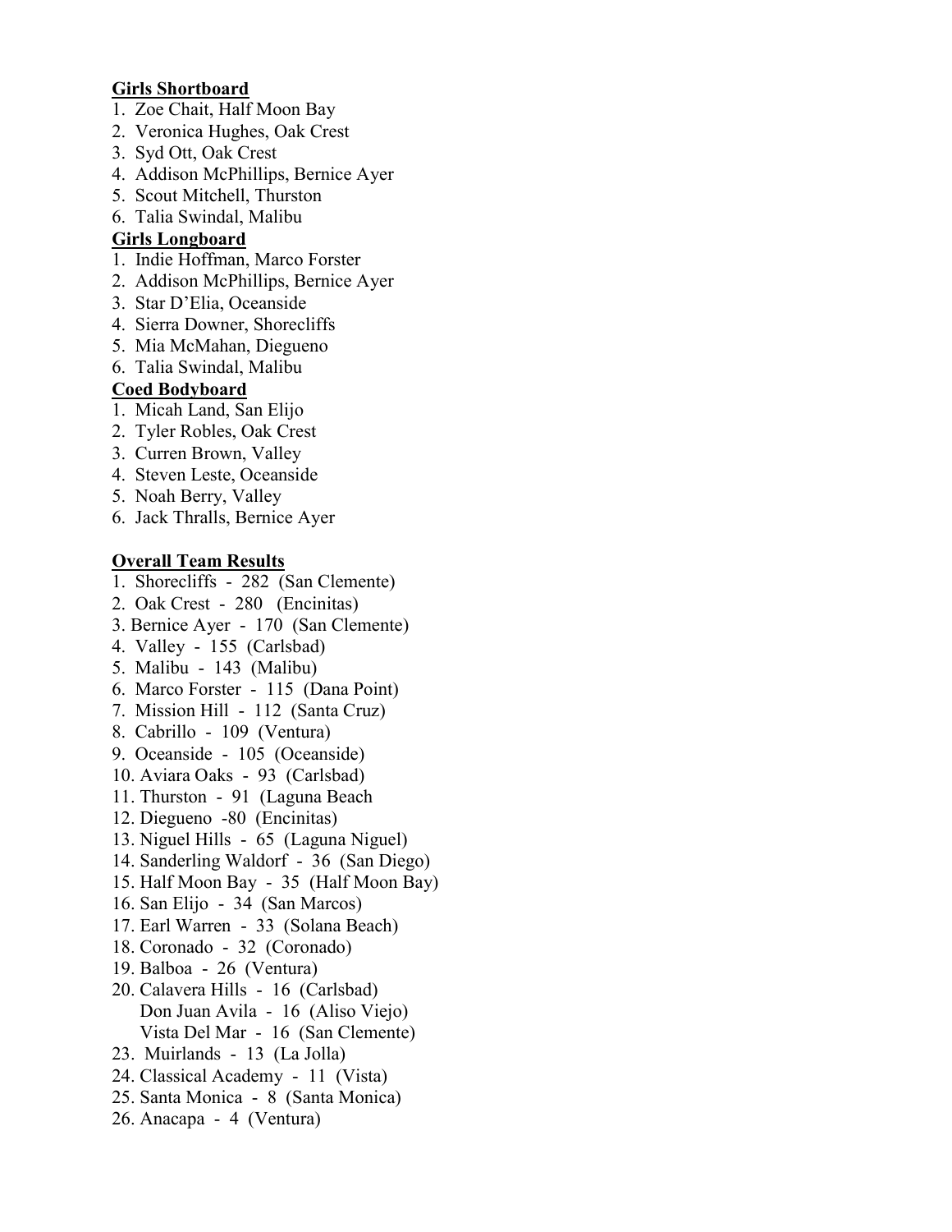**Girls Shortboard**

1. Zoe Chait, Half Moon Bay
2. Veronica Hughes, Oak Crest
3. Syd Ott, Oak Crest
4. Addison McPhillips, Bernice Ayer
5. Scout Mitchell, Thurston
6. Talia Swindal, Malibu

**Girls Longboard**

1. Indie Hoffman, Marco Forster
2. Addison McPhillips, Bernice Ayer
3. Star D'Elia, Oceanside
4. Sierra Downer, Shorecliffs
5. Mia McMahan, Diegueno
6. Talia Swindal, Malibu

**Coed Bodyboard**

1. Micah Land, San Elijo
2. Tyler Robles, Oak Crest
3. Curren Brown, Valley
4. Steven Leste, Oceanside
5. Noah Berry, Valley
6. Jack Thralls, Bernice Ayer

**Overall Team Results**

1. Shorecliffs - 282 (San Clemente)
2. Oak Crest - 280 (Encinitas)
3. Bernice Ayer - 170 (San Clemente)
4. Valley - 155 (Carlsbad)
5. Malibu - 143 (Malibu)
6. Marco Forster - 115 (Dana Point)
7. Mission Hill - 112 (Santa Cruz)
8. Cabrillo - 109 (Ventura)
9. Oceanside - 105 (Oceanside)
10. Aviara Oaks - 93 (Carlsbad)
11. Thurston - 91 (Laguna Beach
12. Diegueno -80 (Encinitas)
13. Niguel Hills - 65 (Laguna Niguel)
14. Sanderling Waldorf - 36 (San Diego)
15. Half Moon Bay - 35 (Half Moon Bay)
16. San Elijo - 34 (San Marcos)
17. Earl Warren - 33 (Solana Beach)
18. Coronado - 32 (Coronado)
19. Balboa - 26 (Ventura)
20. Calavera Hills - 16 (Carlsbad)
    Don Juan Avila - 16 (Aliso Viejo)
    Vista Del Mar - 16 (San Clemente)
23. Muirlands - 13 (La Jolla)
24. Classical Academy - 11 (Vista)
25. Santa Monica - 8 (Santa Monica)
26. Anacapa - 4 (Ventura)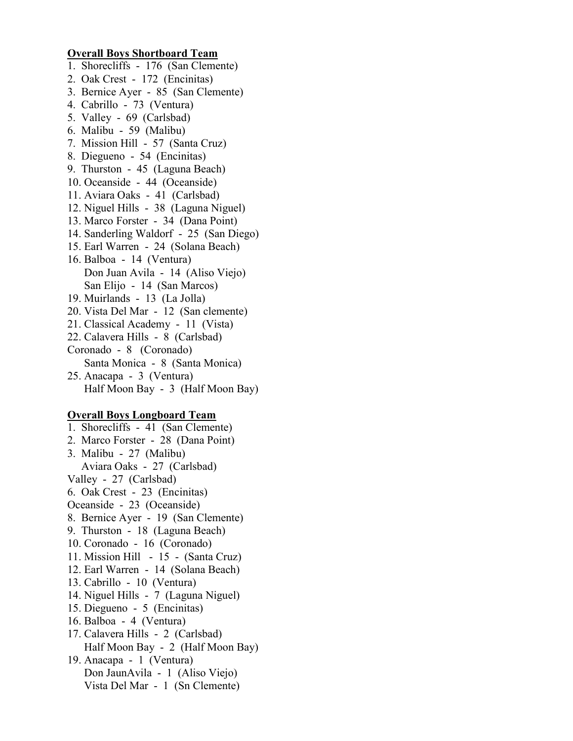**Overall Boys Shortboard Team**

1. Shorecliffs - 176 (San Clemente)
2. Oak Crest - 172 (Encinitas)
3. Bernice Ayer - 85 (San Clemente)
4. Cabrillo - 73 (Ventura)
5. Valley - 69 (Carlsbad)
6. Malibu - 59 (Malibu)
7. Mission Hill - 57 (Santa Cruz)
8. Diegueno - 54 (Encinitas)
9. Thurston - 45 (Laguna Beach)
10. Oceanside - 44 (Oceanside)
11. Aviara Oaks - 41 (Carlsbad)
12. Niguel Hills - 38 (Laguna Niguel)
13. Marco Forster - 34 (Dana Point)
14. Sanderling Waldorf - 25 (San Diego)
15. Earl Warren - 24 (Solana Beach)
16. Balboa - 14 (Ventura)
    Don Juan Avila - 14 (Aliso Viejo)
    San Elijo - 14 (San Marcos)
19. Muirlands - 13 (La Jolla)
20. Vista Del Mar - 12 (San clemente)
21. Classical Academy - 11 (Vista)
22. Calavera Hills - 8 (Carlsbad)
    Coronado - 8 (Coronado)
    Santa Monica - 8 (Santa Monica)
25. Anacapa - 3 (Ventura)
    Half Moon Bay - 3 (Half Moon Bay)

**Overall Boys Longboard Team**

1. Shorecliffs - 41 (San Clemente)
2. Marco Forster - 28 (Dana Point)
3. Malibu - 27 (Malibu)
   Aviara Oaks - 27 (Carlsbad)
   Valley - 27 (Carlsbad)
6. Oak Crest - 23 (Encinitas)
   Oceanside - 23 (Oceanside)
8. Bernice Ayer - 19 (San Clemente)
9. Thurston - 18 (Laguna Beach)
10. Coronado - 16 (Coronado)
11. Mission Hill - 15 - (Santa Cruz)
12. Earl Warren - 14 (Solana Beach)
13. Cabrillo - 10 (Ventura)
14. Niguel Hills - 7 (Laguna Niguel)
15. Diegueno - 5 (Encinitas)
16. Balboa - 4 (Ventura)
17. Calavera Hills - 2 (Carlsbad)
    Half Moon Bay - 2 (Half Moon Bay)
19. Anacapa - 1 (Ventura)
    Don JaunAvila - 1 (Aliso Viejo)
    Vista Del Mar - 1 (Sn Clemente)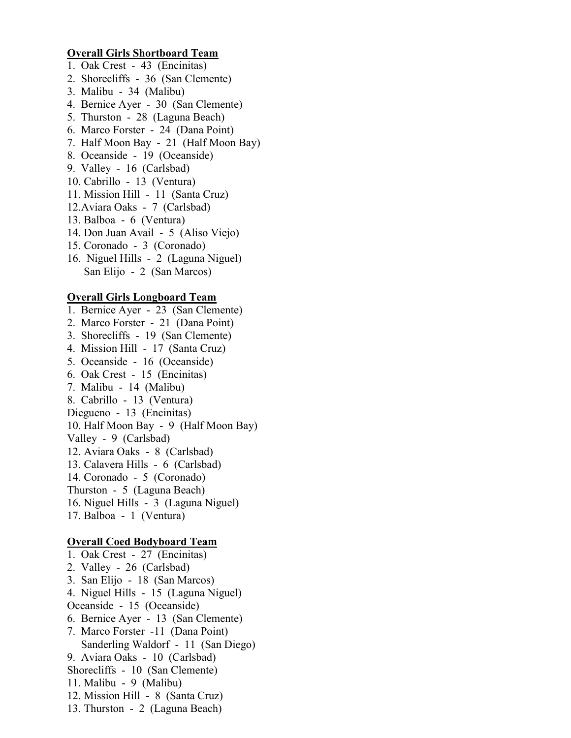**Overall Girls Shortboard Team**

1. Oak Crest - 43 (Encinitas)
2. Shorecliffs - 36 (San Clemente)
3. Malibu - 34 (Malibu)
4. Bernice Ayer - 30 (San Clemente)
5. Thurston - 28 (Laguna Beach)
6. Marco Forster - 24 (Dana Point)
7. Half Moon Bay - 21 (Half Moon Bay)
8. Oceanside - 19 (Oceanside)
9. Valley - 16 (Carlsbad)
10. Cabrillo - 13 (Ventura)
11. Mission Hill - 11 (Santa Cruz)
12. Aviara Oaks - 7 (Carlsbad)
13. Balboa - 6 (Ventura)
14. Don Juan Avail - 5 (Aliso Viejo)
15. Coronado - 3 (Coronado)
16. Niguel Hills - 2 (Laguna Niguel)

    San Elijo - 2 (San Marcos)

**Overall Girls Longboard Team**

1. Bernice Ayer - 23 (San Clemente)
2. Marco Forster - 21 (Dana Point)
3. Shorecliffs - 19 (San Clemente)
4. Mission Hill - 17 (Santa Cruz)
5. Oceanside - 16 (Oceanside)
6. Oak Crest - 15 (Encinitas)
7. Malibu - 14 (Malibu)
8. Cabrillo - 13 (Ventura)

Diegueno - 13 (Encinitas)

10. Half Moon Bay - 9 (Half Moon Bay)

Valley - 9 (Carlsbad)

12. Aviara Oaks - 8 (Carlsbad)
13. Calavera Hills - 6 (Carlsbad)
14. Coronado - 5 (Coronado)

Thurston - 5 (Laguna Beach)

16. Niguel Hills - 3 (Laguna Niguel)
17. Balboa - 1 (Ventura)

**Overall Coed Bodyboard Team**

1. Oak Crest - 27 (Encinitas)
2. Valley - 26 (Carlsbad)
3. San Elijo - 18 (San Marcos)
4. Niguel Hills - 15 (Laguna Niguel)

Oceanside - 15 (Oceanside)

6. Bernice Ayer - 13 (San Clemente)
7. Marco Forster -11 (Dana Point)

    Sanderling Waldorf - 11 (San Diego)

9. Aviara Oaks - 10 (Carlsbad)

Shorecliffs - 10 (San Clemente)

11. Malibu - 9 (Malibu)
12. Mission Hill - 8 (Santa Cruz)
13. Thurston - 2 (Laguna Beach)